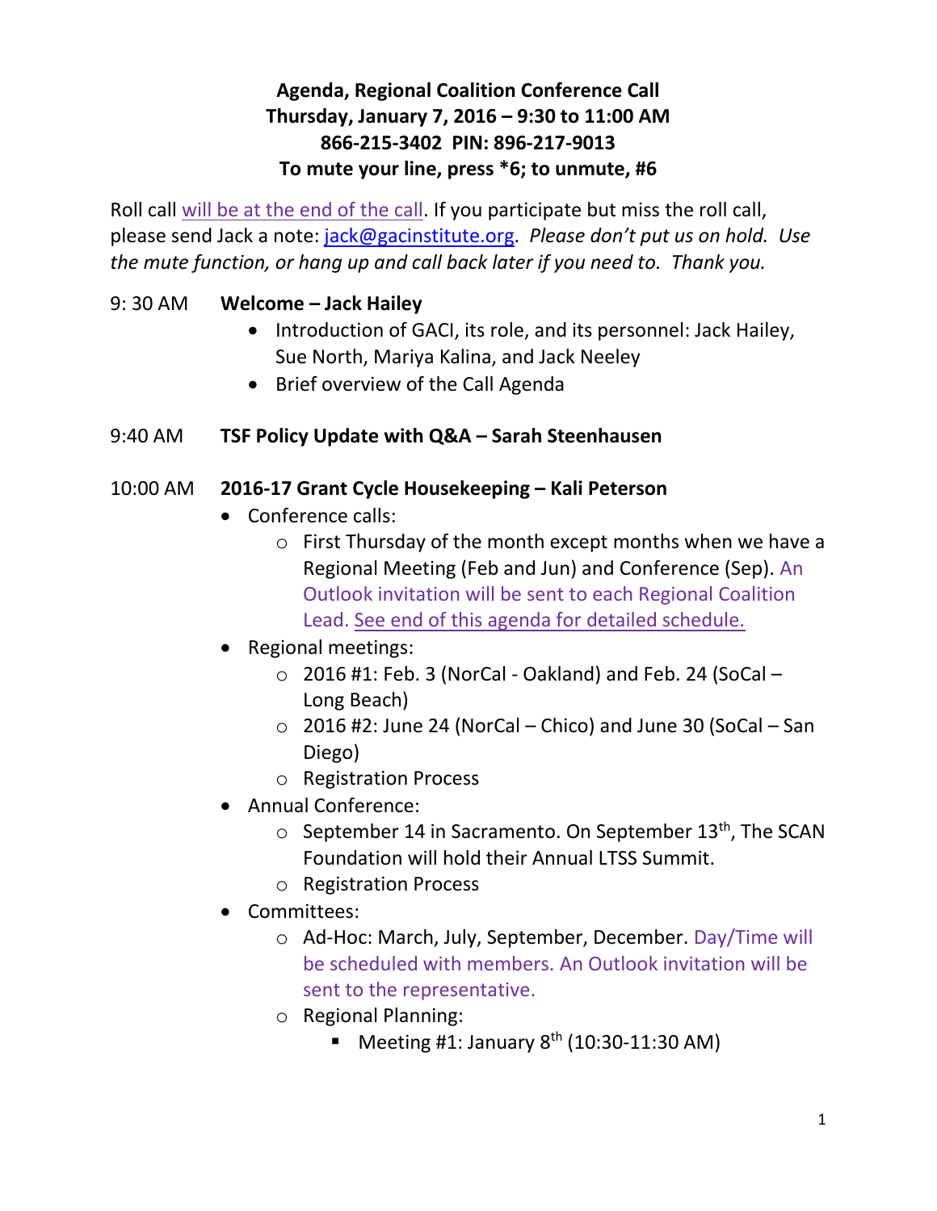**Agenda, Regional Coalition Conference Call**
**Thursday, January 7, 2016 – 9:30 to 11:00 AM**
**866-215-3402 PIN: 896-217-9013**
**To mute your line, press *6; to unmute, #6**

Roll call will be at the end of the call. If you participate but miss the roll call, please send Jack a note: jack@gacinstitute.org. *Please don't put us on hold. Use the mute function, or hang up and call back later if you need to. Thank you.*

9: 30 AM **Welcome – Jack Hailey**

- Introduction of GACI, its role, and its personnel: Jack Hailey, Sue North, Mariya Kalina, and Jack Neeley
- Brief overview of the Call Agenda

9:40 AM **TSF Policy Update with Q&A – Sarah Steenhausen**

10:00 AM **2016-17 Grant Cycle Housekeeping – Kali Peterson**

- Conference calls:
  - First Thursday of the month except months when we have a Regional Meeting (Feb and Jun) and Conference (Sep). An Outlook invitation will be sent to each Regional Coalition Lead. See end of this agenda for detailed schedule.
- Regional meetings:
  - 2016 #1: Feb. 3 (NorCal - Oakland) and Feb. 24 (SoCal – Long Beach)
  - 2016 #2: June 24 (NorCal – Chico) and June 30 (SoCal – San Diego)
  - Registration Process
- Annual Conference:
  - September 14 in Sacramento. On September 13th, The SCAN Foundation will hold their Annual LTSS Summit.
  - Registration Process
- Committees:
  - Ad-Hoc: March, July, September, December. Day/Time will be scheduled with members. An Outlook invitation will be sent to the representative.
  - Regional Planning:
    - Meeting #1: January 8th (10:30-11:30 AM)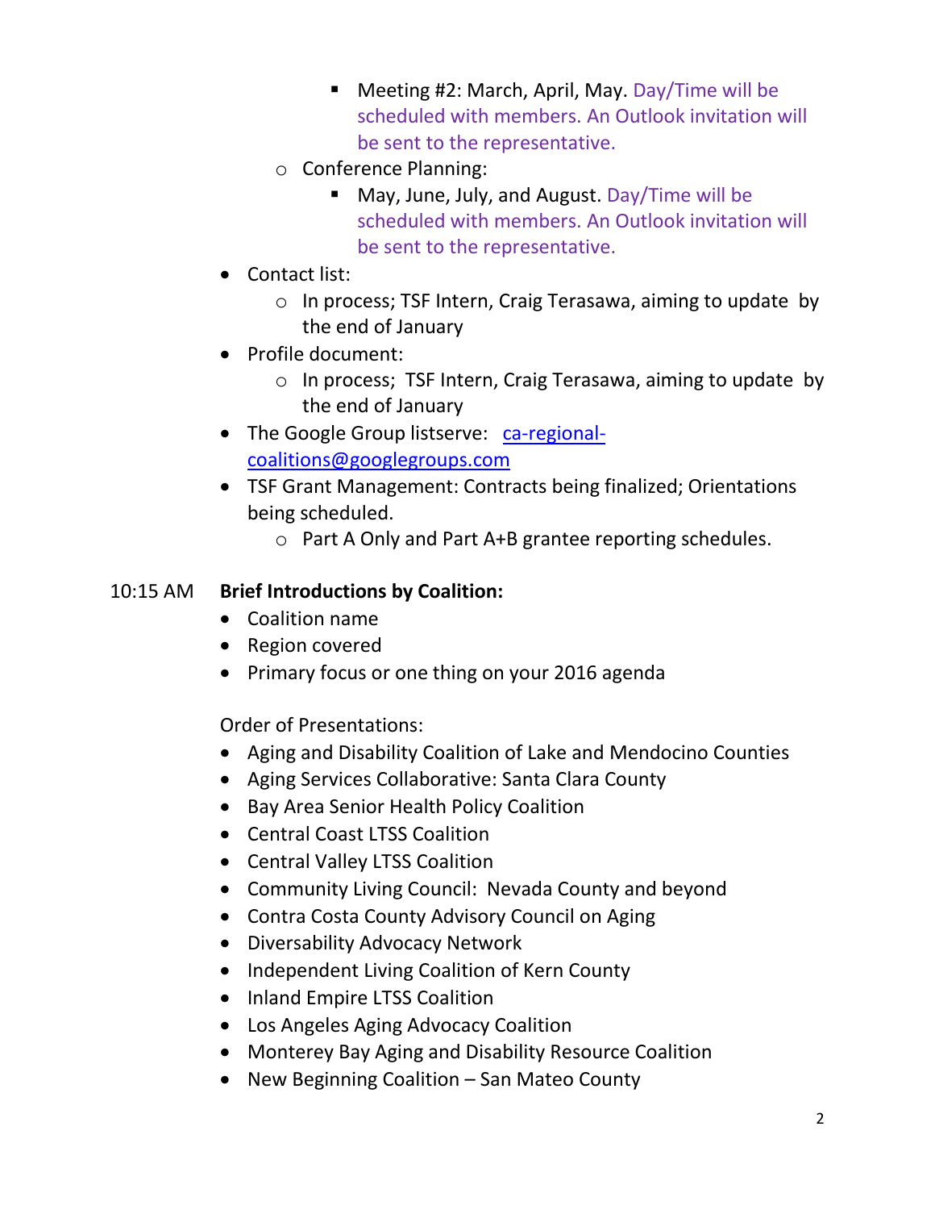- Meeting #2: March, April, May. Day/Time will be scheduled with members. An Outlook invitation will be sent to the representative.
    - Conference Planning:
        - May, June, July, and August. Day/Time will be scheduled with members. An Outlook invitation will be sent to the representative.
- Contact list:
    - In process; TSF Intern, Craig Terasawa, aiming to update by the end of January
- Profile document:
    - In process; TSF Intern, Craig Terasawa, aiming to update by the end of January
- The Google Group listserve: ca-regional-coalitions@googlegroups.com
- TSF Grant Management: Contracts being finalized; Orientations being scheduled.
    - Part A Only and Part A+B grantee reporting schedules.

10:15 AM **Brief Introductions by Coalition:**

- Coalition name
- Region covered
- Primary focus or one thing on your 2016 agenda

Order of Presentations:

- Aging and Disability Coalition of Lake and Mendocino Counties
- Aging Services Collaborative: Santa Clara County
- Bay Area Senior Health Policy Coalition
- Central Coast LTSS Coalition
- Central Valley LTSS Coalition
- Community Living Council: Nevada County and beyond
- Contra Costa County Advisory Council on Aging
- Diversability Advocacy Network
- Independent Living Coalition of Kern County
- Inland Empire LTSS Coalition
- Los Angeles Aging Advocacy Coalition
- Monterey Bay Aging and Disability Resource Coalition
- New Beginning Coalition – San Mateo County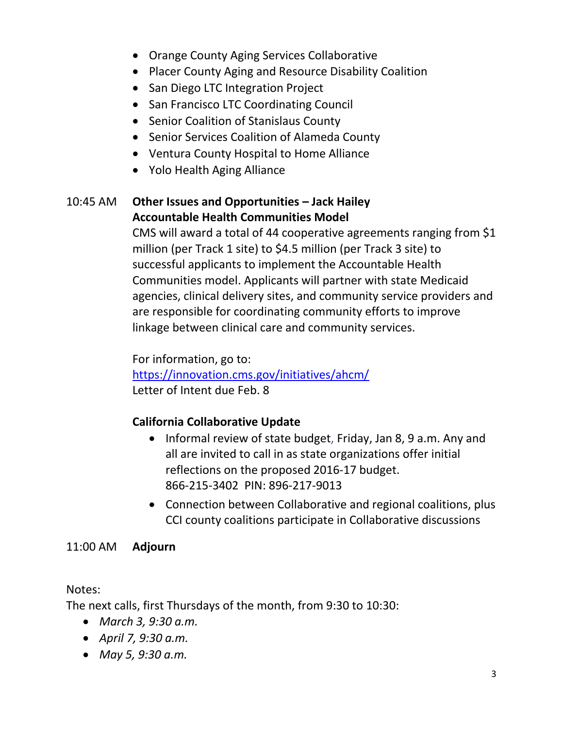- Orange County Aging Services Collaborative
- Placer County Aging and Resource Disability Coalition
- San Diego LTC Integration Project
- San Francisco LTC Coordinating Council
- Senior Coalition of Stanislaus County
- Senior Services Coalition of Alameda County
- Ventura County Hospital to Home Alliance
- Yolo Health Aging Alliance

10:45 AM **Other Issues and Opportunities – Jack Hailey**

**Accountable Health Communities Model**

CMS will award a total of 44 cooperative agreements ranging from $1 million (per Track 1 site) to $4.5 million (per Track 3 site) to successful applicants to implement the Accountable Health Communities model. Applicants will partner with state Medicaid agencies, clinical delivery sites, and community service providers and are responsible for coordinating community efforts to improve linkage between clinical care and community services.

For information, go to:
https://innovation.cms.gov/initiatives/ahcm/
Letter of Intent due Feb. 8

**California Collaborative Update**

- Informal review of state budget, Friday, Jan 8, 9 a.m. Any and all are invited to call in as state organizations offer initial reflections on the proposed 2016-17 budget.
  866-215-3402 PIN: 896-217-9013
- Connection between Collaborative and regional coalitions, plus CCI county coalitions participate in Collaborative discussions

11:00 AM **Adjourn**

Notes:
The next calls, first Thursdays of the month, from 9:30 to 10:30:

- *March 3, 9:30 a.m.*
- *April 7, 9:30 a.m.*
- *May 5, 9:30 a.m.*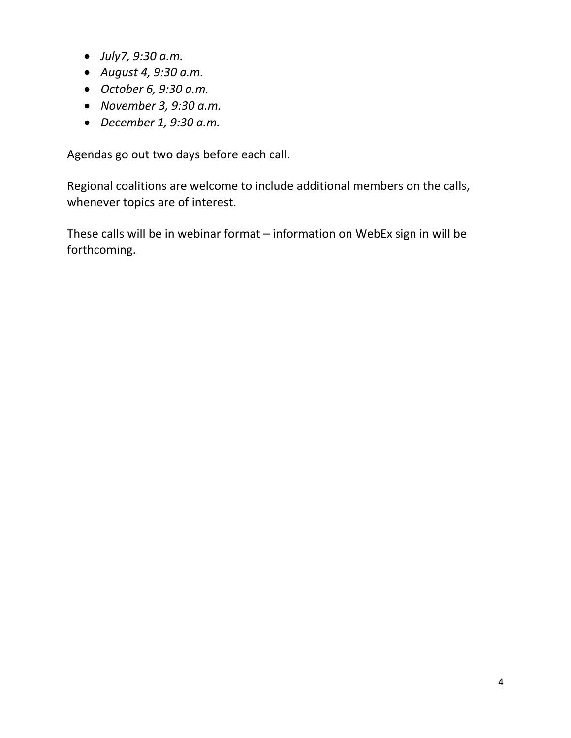- *July7, 9:30 a.m.*
- *August 4, 9:30 a.m.*
- *October 6, 9:30 a.m.*
- *November 3, 9:30 a.m.*
- *December 1, 9:30 a.m.*

Agendas go out two days before each call.

Regional coalitions are welcome to include additional members on the calls, whenever topics are of interest.

These calls will be in webinar format – information on WebEx sign in will be forthcoming.